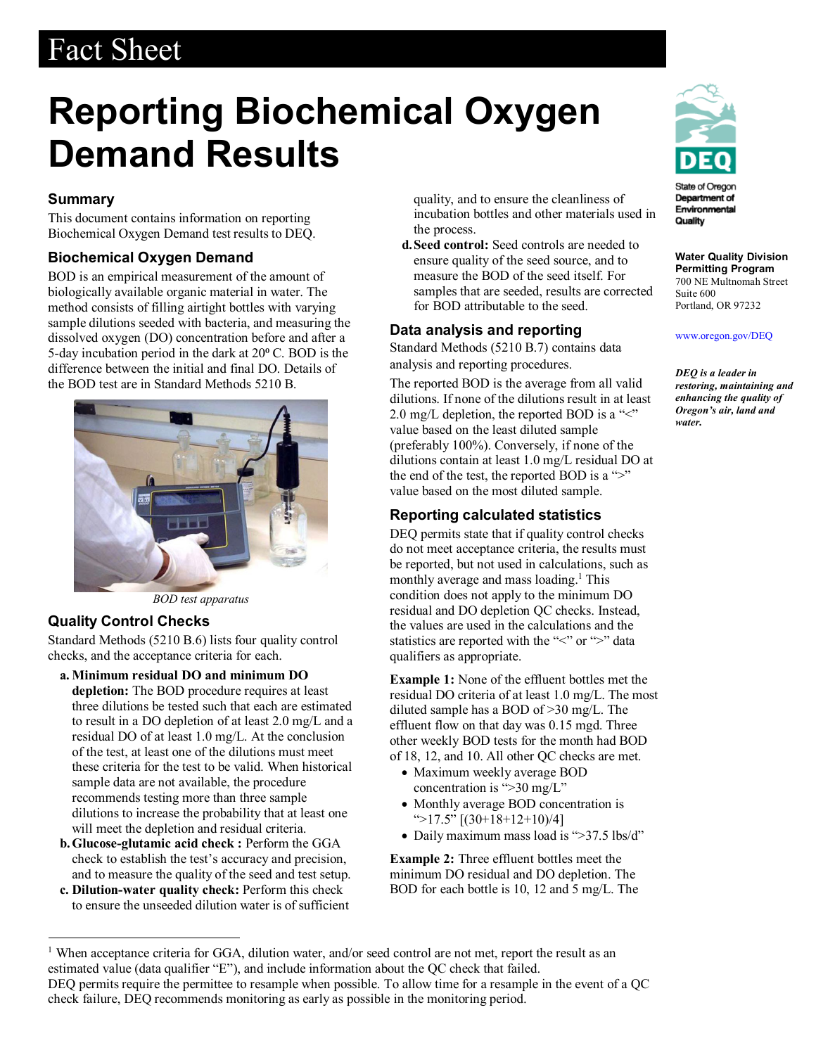# Fact Sheet

# Reporting Biochemical Oxygen Demand Results

State of Oregon
Department of Environmental Quality

**Water Quality Division**
**Permitting Program**
700 NE Multnomah Street
Suite 600
Portland, OR 97232

www.oregon.gov/DEQ

***DEQ is a leader in restoring, maintaining and enhancing the quality of Oregon's air, land and water.***

## Summary

This document contains information on reporting Biochemical Oxygen Demand test results to DEQ.

## Biochemical Oxygen Demand

BOD is an empirical measurement of the amount of biologically available organic material in water. The method consists of filling airtight bottles with varying sample dilutions seeded with bacteria, and measuring the dissolved oxygen (DO) concentration before and after a 5-day incubation period in the dark at 20º C. BOD is the difference between the initial and final DO. Details of the BOD test are in Standard Methods 5210 B.

*BOD test apparatus*

## Quality Control Checks

Standard Methods (5210 B.6) lists four quality control checks, and the acceptance criteria for each.

a. **Minimum residual DO and minimum DO depletion:** The BOD procedure requires at least three dilutions be tested such that each are estimated to result in a DO depletion of at least 2.0 mg/L and a residual DO of at least 1.0 mg/L. At the conclusion of the test, at least one of the dilutions must meet these criteria for the test to be valid. When historical sample data are not available, the procedure recommends testing more than three sample dilutions to increase the probability that at least one will meet the depletion and residual criteria.

b. **Glucose-glutamic acid check :** Perform the GGA check to establish the test's accuracy and precision, and to measure the quality of the seed and test setup.

c. **Dilution-water quality check:** Perform this check to ensure the unseeded dilution water is of sufficient quality, and to ensure the cleanliness of incubation bottles and other materials used in the process.

d. **Seed control:** Seed controls are needed to ensure quality of the seed source, and to measure the BOD of the seed itself. For samples that are seeded, results are corrected for BOD attributable to the seed.

## Data analysis and reporting

Standard Methods (5210 B.7) contains data analysis and reporting procedures.

The reported BOD is the average from all valid dilutions. If none of the dilutions result in at least 2.0 mg/L depletion, the reported BOD is a "<" value based on the least diluted sample (preferably 100%). Conversely, if none of the dilutions contain at least 1.0 mg/L residual DO at the end of the test, the reported BOD is a ">" value based on the most diluted sample.

## Reporting calculated statistics

DEQ permits state that if quality control checks do not meet acceptance criteria, the results must be reported, but not used in calculations, such as monthly average and mass loading.[1] This condition does not apply to the minimum DO residual and DO depletion QC checks. Instead, the values are used in the calculations and the statistics are reported with the "<" or ">" data qualifiers as appropriate.

**Example 1:** None of the effluent bottles met the residual DO criteria of at least 1.0 mg/L. The most diluted sample has a BOD of >30 mg/L. The effluent flow on that day was 0.15 mgd. Three other weekly BOD tests for the month had BOD of 18, 12, and 10. All other QC checks are met.

- Maximum weekly average BOD concentration is ">30 mg/L"
- Monthly average BOD concentration is ">17.5" [(30+18+12+10)/4]
- Daily maximum mass load is ">37.5 lbs/d"

**Example 2:** Three effluent bottles meet the minimum DO residual and DO depletion. The BOD for each bottle is 10, 12 and 5 mg/L. The

---

[1] When acceptance criteria for GGA, dilution water, and/or seed control are not met, report the result as an estimated value (data qualifier "E"), and include information about the QC check that failed.
DEQ permits require the permittee to resample when possible. To allow time for a resample in the event of a QC check failure, DEQ recommends monitoring as early as possible in the monitoring period.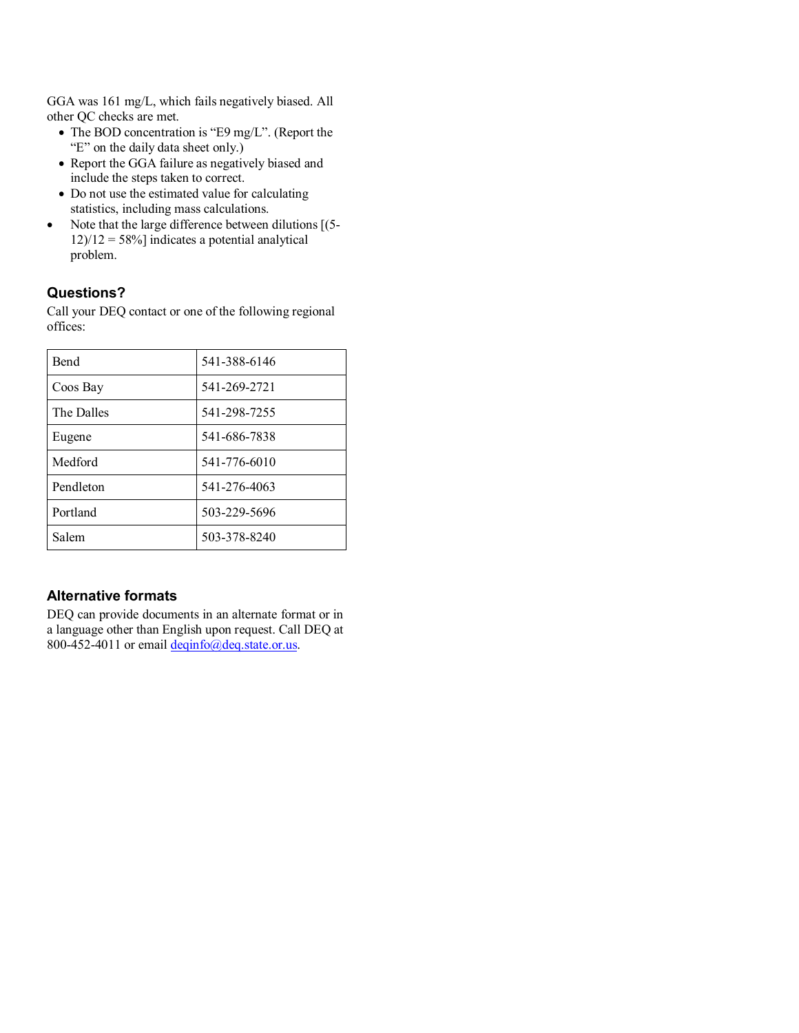GGA was 161 mg/L, which fails negatively biased. All other QC checks are met.

- The BOD concentration is "E9 mg/L". (Report the "E" on the daily data sheet only.)
- Report the GGA failure as negatively biased and include the steps taken to correct.
- Do not use the estimated value for calculating statistics, including mass calculations.
- Note that the large difference between dilutions [(5-12)/12 = 58%] indicates a potential analytical problem.

### Questions?

Call your DEQ contact or one of the following regional offices:

| | |
|---|---|
| Bend | 541-388-6146 |
| Coos Bay | 541-269-2721 |
| The Dalles | 541-298-7255 |
| Eugene | 541-686-7838 |
| Medford | 541-776-6010 |
| Pendleton | 541-276-4063 |
| Portland | 503-229-5696 |
| Salem | 503-378-8240 |

### Alternative formats

DEQ can provide documents in an alternate format or in a language other than English upon request. Call DEQ at 800-452-4011 or email deqinfo@deq.state.or.us.